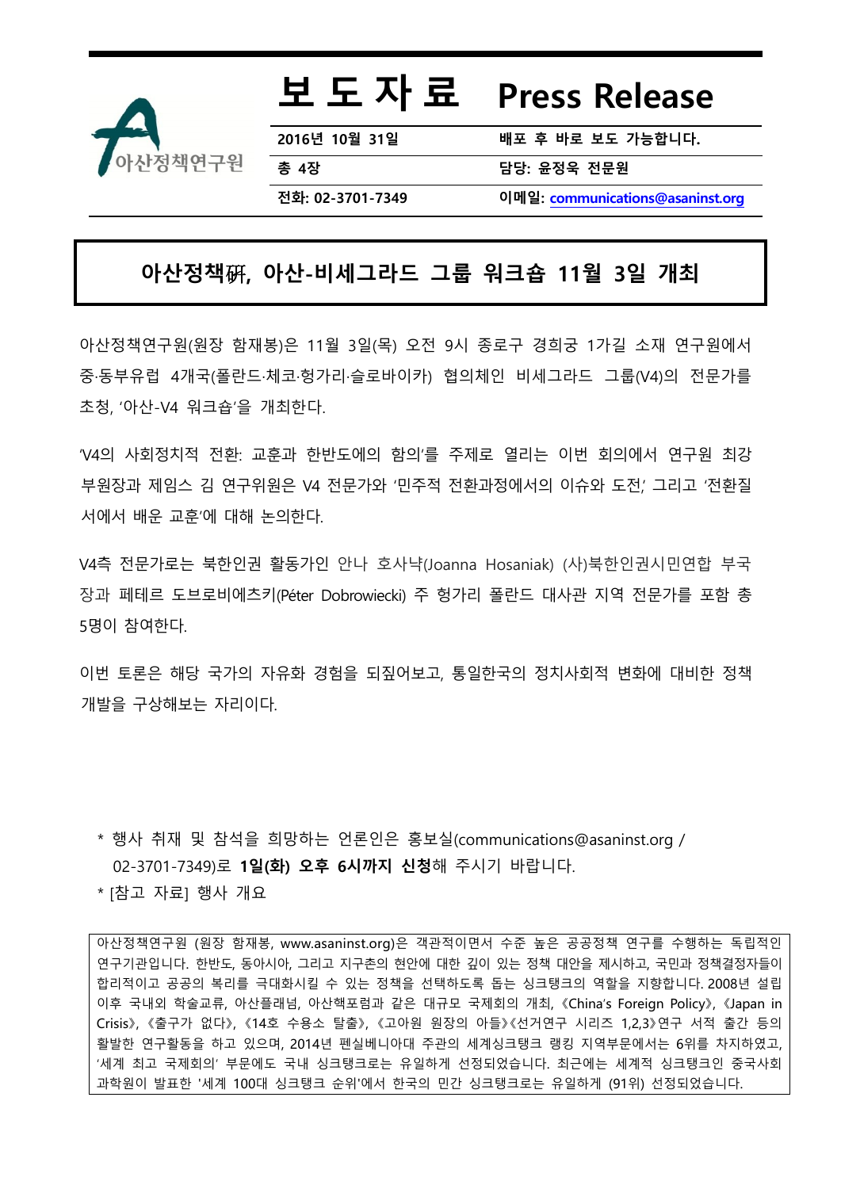아산정책연구원

# 보 도 자 료 Press Release

| 2016년 10월 31일 | 배포 후 바로 보도 가능합니다. |
|---|---|
| 총 4장 | 담당: 윤정욱 전문원 |
| 전화: 02-3701-7349 | 이메일: communications@asaninst.org |

## 아산정책硏, 아산-비세그라드 그룹 워크숍 11월 3일 개최

아산정책연구원(원장 함재봉)은 11월 3일(목) 오전 9시 종로구 경희궁 1가길 소재 연구원에서 중·동부유럽 4개국(폴란드·체코·헝가리·슬로바이카) 협의체인 비세그라드 그룹(V4)의 전문가를 초청, '아산-V4 워크숍'을 개최한다.

'V4의 사회정치적 전환: 교훈과 한반도에의 함의'를 주제로 열리는 이번 회의에서 연구원 최강 부원장과 제임스 김 연구위원은 V4 전문가와 '민주적 전환과정에서의 이슈와 도전,' 그리고 '전환질서에서 배운 교훈'에 대해 논의한다.

V4측 전문가로는 북한인권 활동가인 안나 호사냑(Joanna Hosaniak) (사)북한인권시민연합 부국장과 페테르 도브로비에츠키(Péter Dobrowiecki) 주 헝가리 폴란드 대사관 지역 전문가를 포함 총 5명이 참여한다.

이번 토론은 해당 국가의 자유화 경험을 되짚어보고, 통일한국의 정치사회적 변화에 대비한 정책 개발을 구상해보는 자리이다.

* 행사 취재 및 참석을 희망하는 언론인은 홍보실(communications@asaninst.org / 02-3701-7349)로 **1일(화) 오후 6시까지 신청**해 주시기 바랍니다.
* [참고 자료] 행사 개요

아산정책연구원 (원장 함재봉, www.asaninst.org)은 객관적이면서 수준 높은 공공정책 연구를 수행하는 독립적인 연구기관입니다. 한반도, 동아시아, 그리고 지구촌의 현안에 대한 깊이 있는 정책 대안을 제시하고, 국민과 정책결정자들이 합리적이고 공공의 복리를 극대화시킬 수 있는 정책을 선택하도록 돕는 싱크탱크의 역할을 지향합니다. 2008년 설립 이후 국내외 학술교류, 아산플래넘, 아산핵포럼과 같은 대규모 국제회의 개최, 《China's Foreign Policy》, 《Japan in Crisis》, 《출구가 없다》, 《14호 수용소 탈출》, 《고아원 원장의 아들》《선거연구 시리즈 1,2,3》연구 서적 출간 등의 활발한 연구활동을 하고 있으며, 2014년 펜실베니아대 주관의 세계싱크탱크 랭킹 지역부문에서는 6위를 차지하였고, '세계 최고 국제회의' 부문에도 국내 싱크탱크로는 유일하게 선정되었습니다. 최근에는 세계적 싱크탱크인 중국사회과학원이 발표한 '세계 100대 싱크탱크 순위'에서 한국의 민간 싱크탱크로는 유일하게 (91위) 선정되었습니다.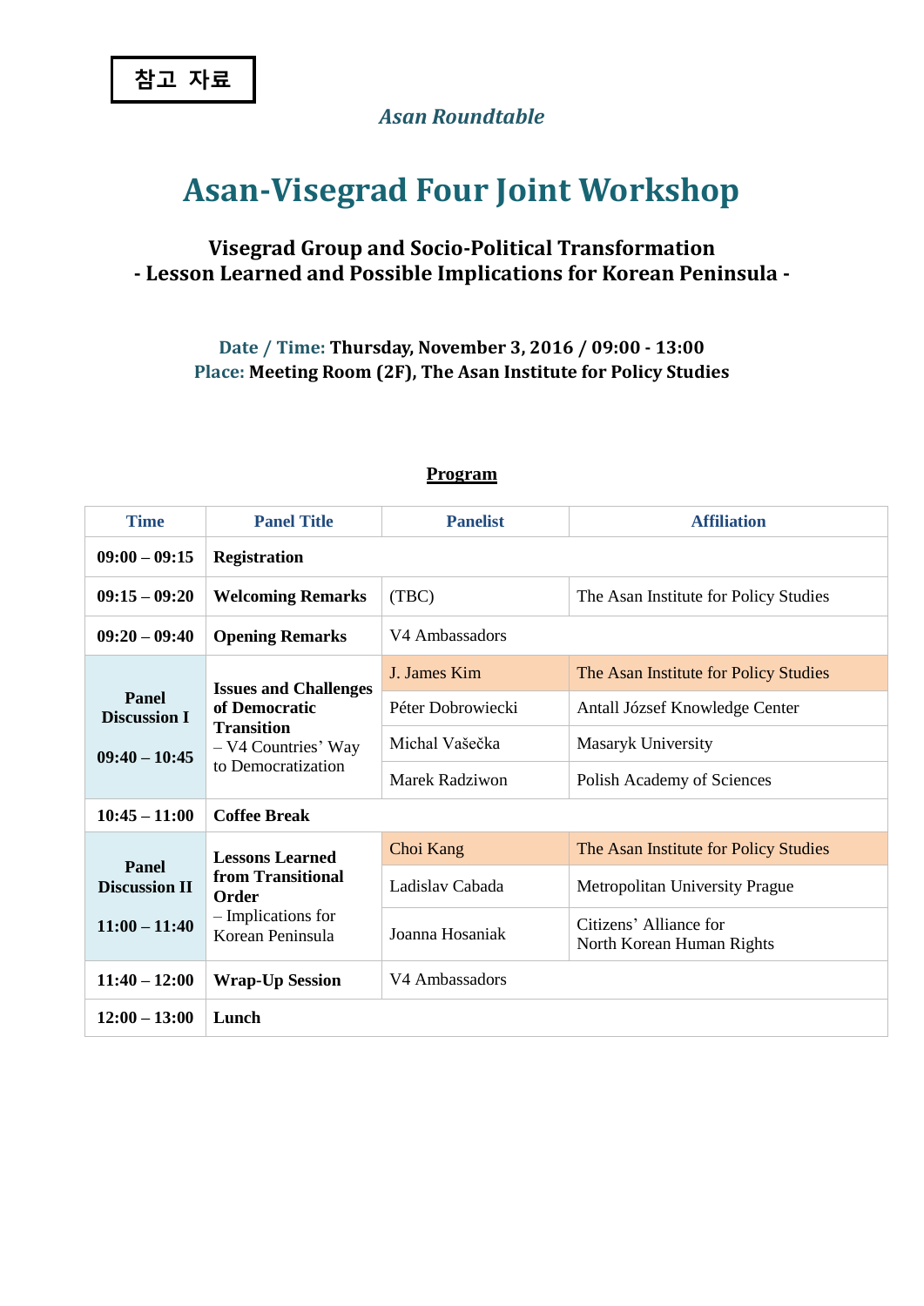**참고 자료**

*Asan Roundtable*

# Asan-Visegrad Four Joint Workshop

### Visegrad Group and Socio-Political Transformation
### - Lesson Learned and Possible Implications for Korean Peninsula -

**Date / Time:** **Thursday, November 3, 2016 / 09:00 - 13:00**
**Place:** **Meeting Room (2F), The Asan Institute for Policy Studies**

**Program**

| Time | Panel Title | Panelist | Affiliation |
|---|---|---|---|
| **09:00 – 09:15** | **Registration** | | |
| **09:15 – 09:20** | **Welcoming Remarks** | (TBC) | The Asan Institute for Policy Studies |
| **09:20 – 09:40** | **Opening Remarks** | V4 Ambassadors | |
| **Panel Discussion I** 09:40 – 10:45 | **Issues and Challenges of Democratic Transition** – V4 Countries' Way to Democratization | J. James Kim | The Asan Institute for Policy Studies |
| | | Péter Dobrowiecki | Antall József Knowledge Center |
| | | Michal Vašečka | Masaryk University |
| | | Marek Radziwon | Polish Academy of Sciences |
| **10:45 – 11:00** | **Coffee Break** | | |
| **Panel Discussion II** 11:00 – 11:40 | **Lessons Learned from Transitional Order** – Implications for Korean Peninsula | Choi Kang | The Asan Institute for Policy Studies |
| | | Ladislav Cabada | Metropolitan University Prague |
| | | Joanna Hosaniak | Citizens' Alliance for North Korean Human Rights |
| **11:40 – 12:00** | **Wrap-Up Session** | V4 Ambassadors | |
| **12:00 – 13:00** | **Lunch** | | |